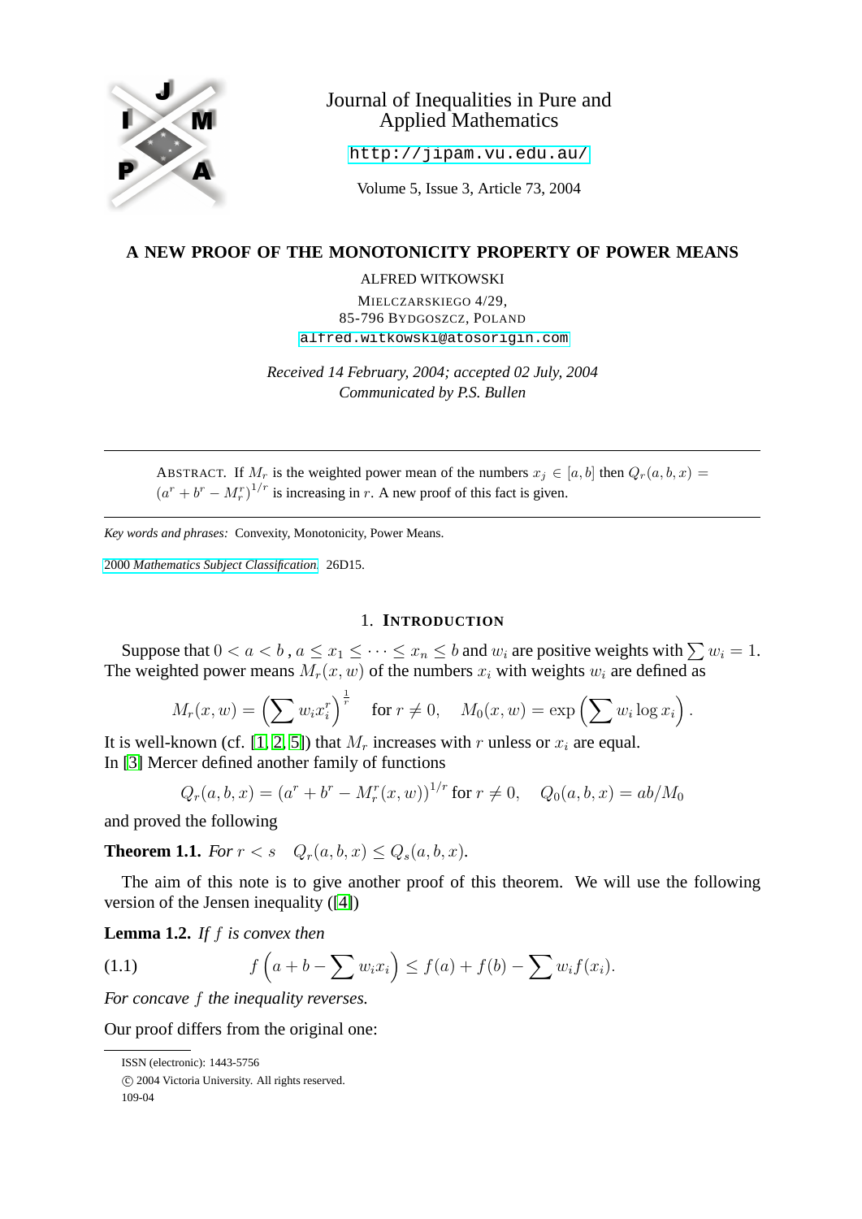Journal of Inequalities in Pure and Applied Mathematics

http://jipam.vu.edu.au/

Volume 5, Issue 3, Article 73, 2004

# A NEW PROOF OF THE MONOTONICITY PROPERTY OF POWER MEANS

ALFRED WITKOWSKI

MIELCZARSKIEGO 4/29,
85-796 BYDGOSZCZ, POLAND
alfred.witkowski@atosorigin.com

*Received 14 February, 2004; accepted 02 July, 2004*
*Communicated by P.S. Bullen*

ABSTRACT. If $M_r$ is the weighted power mean of the numbers $x_j \in [a,b]$ then $Q_r(a,b,x) = (a^r + b^r - M_r^r)^{1/r}$ is increasing in $r$. A new proof of this fact is given.

*Key words and phrases:* Convexity, Monotonicity, Power Means.

2000 *Mathematics Subject Classification.* 26D15.

## 1. Introduction

Suppose that $0 < a < b$ , $a \le x_1 \le \cdots \le x_n \le b$ and $w_i$ are positive weights with $\sum w_i = 1$. The weighted power means $M_r(x,w)$ of the numbers $x_i$ with weights $w_i$ are defined as

$$M_r(x,w) = \left(\sum w_i x_i^r\right)^{\frac{1}{r}} \quad \text{for } r \ne 0, \quad M_0(x,w) = \exp\left(\sum w_i \log x_i\right).$$

It is well-known (cf. [1, 2, 5]) that $M_r$ increases with $r$ unless or $x_i$ are equal.
In [3] Mercer defined another family of functions

$$Q_r(a,b,x) = (a^r + b^r - M_r^r(x,w))^{1/r} \text{ for } r \ne 0, \quad Q_0(a,b,x) = ab/M_0$$

and proved the following

**Theorem 1.1.** *For $r < s \quad Q_r(a,b,x) \le Q_s(a,b,x)$.*

The aim of this note is to give another proof of this theorem. We will use the following version of the Jensen inequality ([4])

**Lemma 1.2.** *If $f$ is convex then*

$$f\left(a + b - \sum w_i x_i\right) \le f(a) + f(b) - \sum w_i f(x_i). \tag{1.1}$$

*For concave $f$ the inequality reverses.*

Our proof differs from the original one:

ISSN (electronic): 1443-5756
© 2004 Victoria University. All rights reserved.
109-04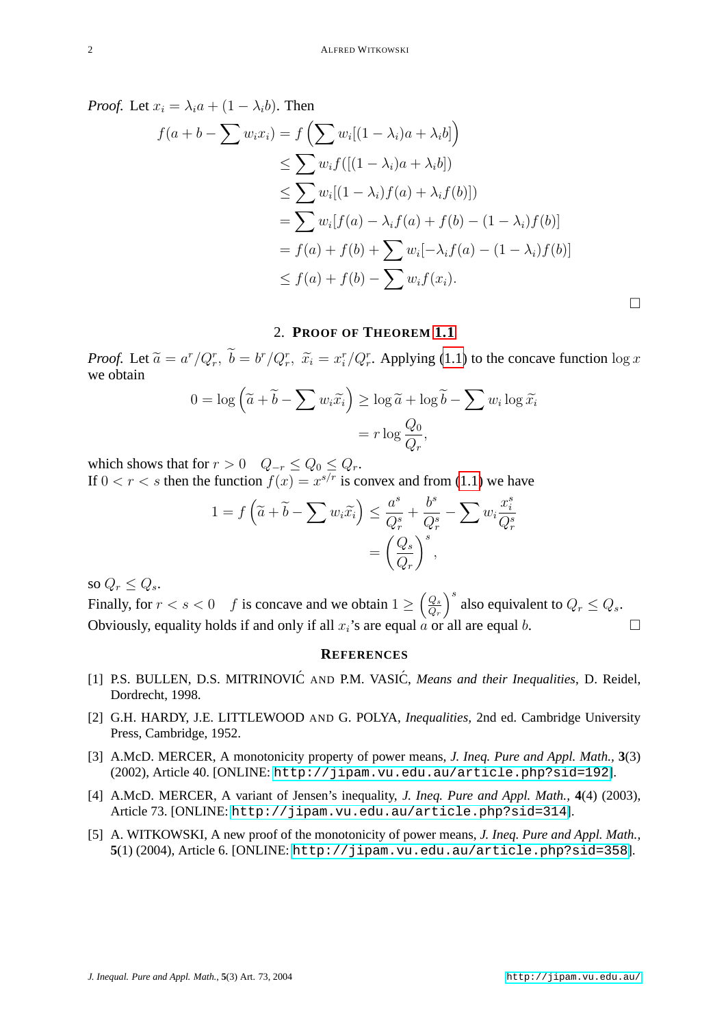*Proof.* Let $x_i = \lambda_i a + (1 - \lambda_i b)$. Then

$$\begin{aligned}
f(a + b - \sum w_i x_i) &= f\left(\sum w_i[(1 - \lambda_i)a + \lambda_i b]\right) \\
&\le \sum w_i f([(1 - \lambda_i)a + \lambda_i b]) \\
&\le \sum w_i[(1 - \lambda_i)f(a) + \lambda_i f(b)]) \\
&= \sum w_i[f(a) - \lambda_i f(a) + f(b) - (1 - \lambda_i)f(b)] \\
&= f(a) + f(b) + \sum w_i[-\lambda_i f(a) - (1 - \lambda_i)f(b)] \\
&\le f(a) + f(b) - \sum w_i f(x_i).
\end{aligned}$$

□

## 2. Proof of Theorem 1.1

*Proof.* Let $\widetilde{a} = a^r/Q_r^r,\ \widetilde{b} = b^r/Q_r^r,\ \widetilde{x}_i = x_i^r/Q_r^r$. Applying (1.1) to the concave function $\log x$ we obtain

$$\begin{aligned}
0 = \log\left(\widetilde{a} + \widetilde{b} - \sum w_i \widetilde{x}_i\right) &\ge \log \widetilde{a} + \log \widetilde{b} - \sum w_i \log \widetilde{x}_i \\
&= r \log \frac{Q_0}{Q_r},
\end{aligned}$$

which shows that for $r > 0 \quad Q_{-r} \le Q_0 \le Q_r$.

If $0 < r < s$ then the function $f(x) = x^{s/r}$ is convex and from (1.1) we have

$$\begin{aligned}
1 = f\left(\widetilde{a} + \widetilde{b} - \sum w_i \widetilde{x}_i\right) &\le \frac{a^s}{Q_r^s} + \frac{b^s}{Q_r^s} - \sum w_i \frac{x_i^s}{Q_r^s} \\
&= \left(\frac{Q_s}{Q_r}\right)^s,
\end{aligned}$$

so $Q_r \le Q_s$.

Finally, for $r < s < 0 \quad f$ is concave and we obtain $1 \ge \left(\frac{Q_s}{Q_r}\right)^s$ also equivalent to $Q_r \le Q_s$.

Obviously, equality holds if and only if all $x_i$'s are equal $a$ or all are equal $b$. □

## References

[1] P.S. BULLEN, D.S. MITRINOVIĆ AND P.M. VASIĆ, *Means and their Inequalities*, D. Reidel, Dordrecht, 1998.

[2] G.H. HARDY, J.E. LITTLEWOOD AND G. POLYA, *Inequalities*, 2nd ed. Cambridge University Press, Cambridge, 1952.

[3] A.McD. MERCER, A monotonicity property of power means, *J. Ineq. Pure and Appl. Math.*, **3**(3) (2002), Article 40. [ONLINE: http://jipam.vu.edu.au/article.php?sid=192].

[4] A.McD. MERCER, A variant of Jensen's inequality, *J. Ineq. Pure and Appl. Math.*, **4**(4) (2003), Article 73. [ONLINE: http://jipam.vu.edu.au/article.php?sid=314].

[5] A. WITKOWSKI, A new proof of the monotonicity of power means, *J. Ineq. Pure and Appl. Math.*, **5**(1) (2004), Article 6. [ONLINE: http://jipam.vu.edu.au/article.php?sid=358].